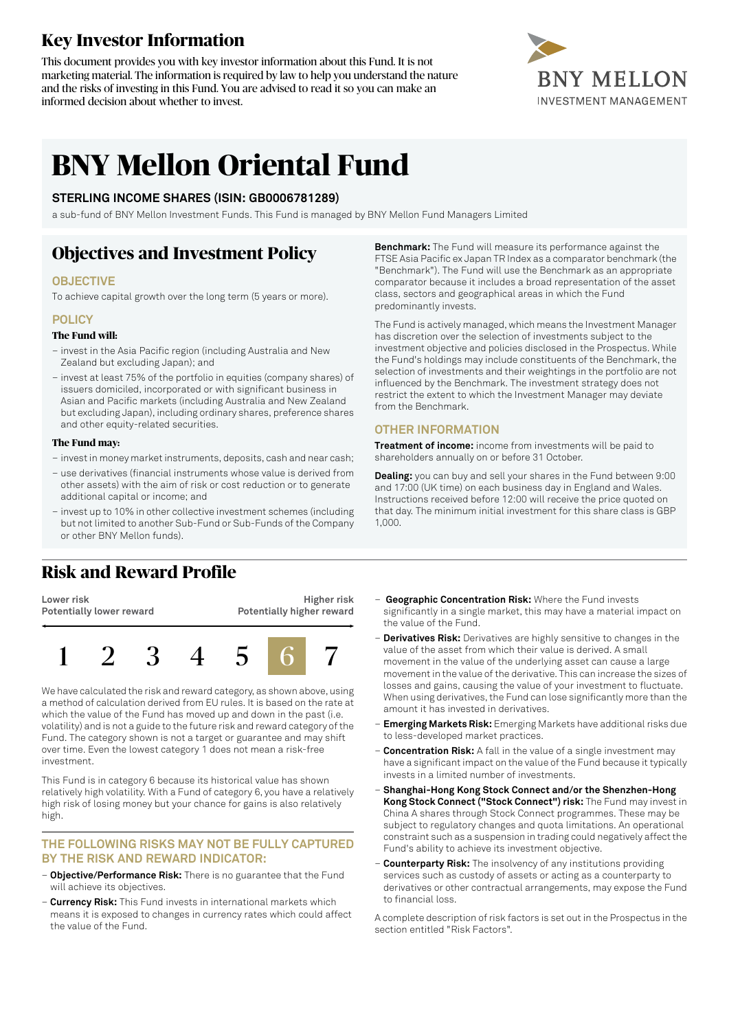# Key Investor Information

This document provides you with key investor information about this Fund. It is not marketing material. The information is required by law to help you understand the nature and the risks of investing in this Fund. You are advised to read it so you can make an informed decision about whether to invest.

# BNY Mellon Oriental Fund

**STERLING INCOME SHARES (ISIN: GB0006781289)**

a sub-fund of BNY Mellon Investment Funds. This Fund is managed by BNY Mellon Fund Managers Limited

## Objectives and Investment Policy

### OBJECTIVE

To achieve capital growth over the long term (5 years or more).

### POLICY

**The Fund will:**

- invest in the Asia Pacific region (including Australia and New Zealand but excluding Japan); and
- invest at least 75% of the portfolio in equities (company shares) of issuers domiciled, incorporated or with significant business in Asian and Pacific markets (including Australia and New Zealand but excluding Japan), including ordinary shares, preference shares and other equity-related securities.

**The Fund may:**

- invest in money market instruments, deposits, cash and near cash;
- use derivatives (financial instruments whose value is derived from other assets) with the aim of risk or cost reduction or to generate additional capital or income; and
- invest up to 10% in other collective investment schemes (including but not limited to another Sub-Fund or Sub-Funds of the Company or other BNY Mellon funds).

**Benchmark:** The Fund will measure its performance against the FTSE Asia Pacific ex Japan TR Index as a comparator benchmark (the "Benchmark"). The Fund will use the Benchmark as an appropriate comparator benchmark because it includes a broad representation of the asset class, sectors and geographical areas in which the Fund predominantly invests.

The Fund is actively managed, which means the Investment Manager has discretion over the selection of investments subject to the investment objective and policies disclosed in the Prospectus. While the Fund's holdings may include constituents of the Benchmark, the selection of investments and their weightings in the portfolio are not influenced by the Benchmark. The investment strategy does not restrict the extent to which the Investment Manager may deviate from the Benchmark.

### OTHER INFORMATION

**Treatment of income:** income from investments will be paid to shareholders annually on or before 31 October.

**Dealing:** you can buy and sell your shares in the Fund between 9:00 and 17:00 (UK time) on each business day in England and Wales. Instructions received before 12:00 will receive the price quoted on that day. The minimum initial investment for this share class is GBP 1,000.

## Risk and Reward Profile

| Lower risk<br>Potentially lower reward | | | | | | Higher risk<br>Potentially higher reward |
|---|---|---|---|---|---|---|
| 1 | 2 | 3 | 4 | 5 | **6** | 7 |

We have calculated the risk and reward category, as shown above, using a method of calculation derived from EU rules. It is based on the rate at which the value of the Fund has moved up and down in the past (i.e. volatility) and is not a guide to the future risk and reward category of the Fund. The category shown is not a target or guarantee and may shift over time. Even the lowest category 1 does not mean a risk-free investment.

This Fund is in category 6 because its historical value has shown relatively high volatility. With a Fund of category 6, you have a relatively high risk of losing money but your chance for gains is also relatively high.

### THE FOLLOWING RISKS MAY NOT BE FULLY CAPTURED BY THE RISK AND REWARD INDICATOR:

- **Objective/Performance Risk:** There is no guarantee that the Fund will achieve its objectives.
- **Currency Risk:** This Fund invests in international markets which means it is exposed to changes in currency rates which could affect the value of the Fund.
- **Geographic Concentration Risk:** Where the Fund invests significantly in a single market, this may have a material impact on the value of the Fund.
- **Derivatives Risk:** Derivatives are highly sensitive to changes in the value of the asset from which their value is derived. A small movement in the value of the underlying asset can cause a large movement in the value of the derivative. This can increase the sizes of losses and gains, causing the value of your investment to fluctuate. When using derivatives, the Fund can lose significantly more than the amount it has invested in derivatives.
- **Emerging Markets Risk:** Emerging Markets have additional risks due to less-developed market practices.
- **Concentration Risk:** A fall in the value of a single investment may have a significant impact on the value of the Fund because it typically invests in a limited number of investments.
- **Shanghai-Hong Kong Stock Connect and/or the Shenzhen-Hong Kong Stock Connect ("Stock Connect") risk:** The Fund may invest in China A shares through Stock Connect programmes. These may be subject to regulatory changes and quota limitations. An operational constraint such as a suspension in trading could negatively affect the Fund's ability to achieve its investment objective.
- **Counterparty Risk:** The insolvency of any institutions providing services such as custody of assets or acting as a counterparty to derivatives or other contractual arrangements, may expose the Fund to financial loss.

A complete description of risk factors is set out in the Prospectus in the section entitled "Risk Factors".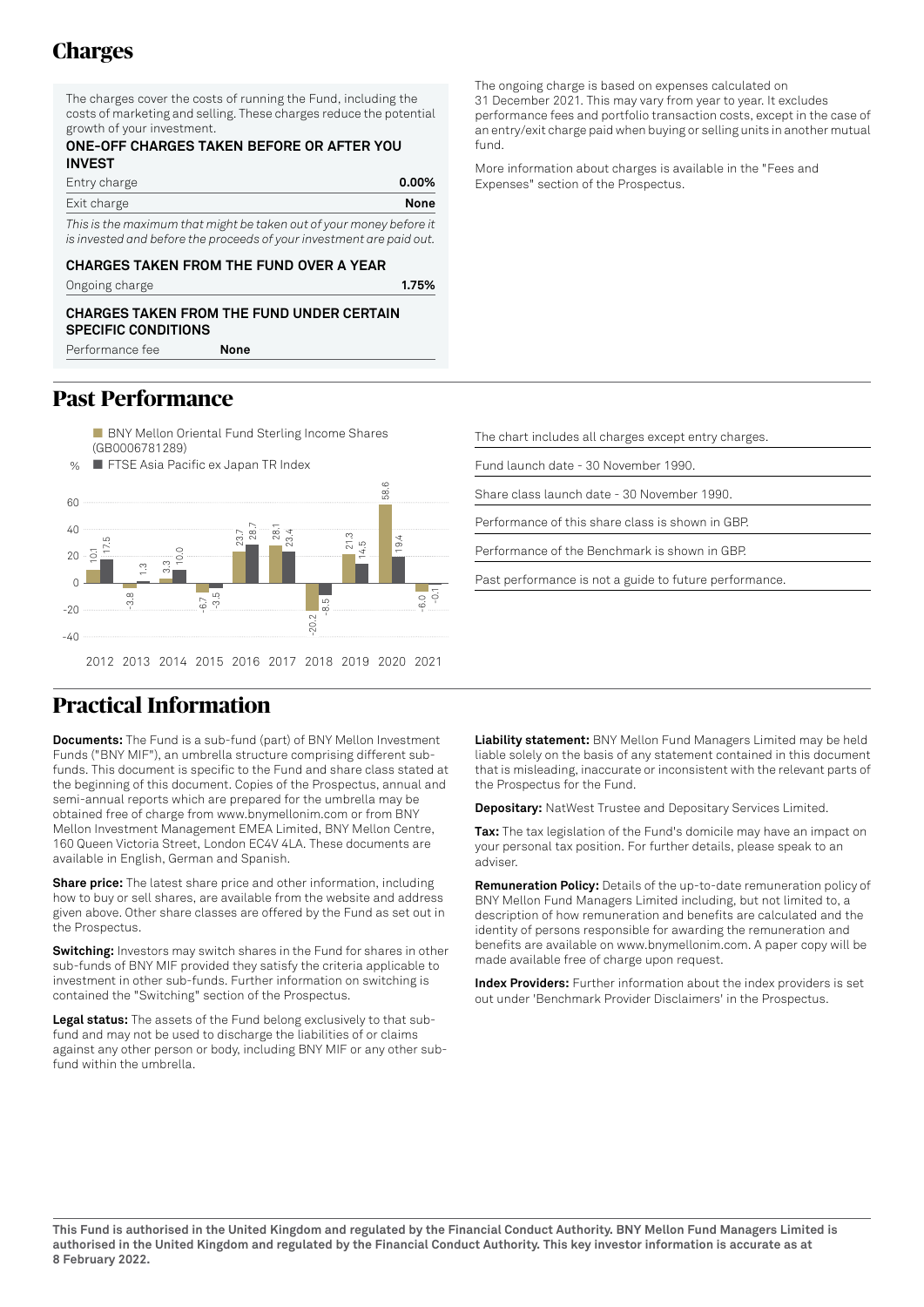## Charges

The charges cover the costs of running the Fund, including the costs of marketing and selling. These charges reduce the potential growth of your investment.

**ONE-OFF CHARGES TAKEN BEFORE OR AFTER YOU INVEST**

| | |
|---|---|
| Entry charge | **0.00%** |
| Exit charge | **None** |

*This is the maximum that might be taken out of your money before it is invested and before the proceeds of your investment are paid out.*

**CHARGES TAKEN FROM THE FUND OVER A YEAR**

| | |
|---|---|
| Ongoing charge | **1.75%** |

**CHARGES TAKEN FROM THE FUND UNDER CERTAIN SPECIFIC CONDITIONS**

| | |
|---|---|
| Performance fee | **None** |

The ongoing charge is based on expenses calculated on 31 December 2021. This may vary from year to year. It excludes performance fees and portfolio transaction costs, except in the case of an entry/exit charge paid when buying or selling units in another mutual fund.

More information about charges is available in the "Fees and Expenses" section of the Prospectus.

## Past Performance

BNY Mellon Oriental Fund Sterling Income Shares (GB0006781289)

FTSE Asia Pacific ex Japan TR Index

%

60
40
20
0
-20
-40

10.1 17.5 -3.8 1.3 3.3 10.0 -6.7 -3.5 23.7 28.7 28.1 23.4 -20.2 -8.5 21.3 14.5 58.6 19.4 -6.0 -0.1

2012 2013 2014 2015 2016 2017 2018 2019 2020 2021

The chart includes all charges except entry charges.

Fund launch date - 30 November 1990.

Share class launch date - 30 November 1990.

Performance of this share class is shown in GBP.

Performance of the Benchmark is shown in GBP.

Past performance is not a guide to future performance.

## Practical Information

**Documents:** The Fund is a sub-fund (part) of BNY Mellon Investment Funds ("BNY MIF"), an umbrella structure comprising different sub-funds. This document is specific to the Fund and share class stated at the beginning of this document. Copies of the Prospectus, annual and semi-annual reports which are prepared for the umbrella may be obtained free of charge from www.bnymellonim.com or from BNY Mellon Investment Management EMEA Limited, BNY Mellon Centre, 160 Queen Victoria Street, London EC4V 4LA. These documents are available in English, German and Spanish.

**Share price:** The latest share price and other information, including how to buy or sell shares, are available from the website and address given above. Other share classes are offered by the Fund as set out in the Prospectus.

**Switching:** Investors may switch shares in the Fund for shares in other sub-funds of BNY MIF provided they satisfy the criteria applicable to investment in other sub-funds. Further information on switching is contained the "Switching" section of the Prospectus.

**Legal status:** The assets of the Fund belong exclusively to that sub-fund and may not be used to discharge the liabilities of or claims against any other person or body, including BNY MIF or any other sub-fund within the umbrella.

**Liability statement:** BNY Mellon Fund Managers Limited may be held liable solely on the basis of any statement contained in this document that is misleading, inaccurate or inconsistent with the relevant parts of the Prospectus for the Fund.

**Depositary:** NatWest Trustee and Depositary Services Limited.

**Tax:** The tax legislation of the Fund's domicile may have an impact on your personal tax position. For further details, please speak to an adviser.

**Remuneration Policy:** Details of the up-to-date remuneration policy of BNY Mellon Fund Managers Limited including, but not limited to, a description of how remuneration and benefits are calculated and the identity of persons responsible for awarding the remuneration and benefits are available on www.bnymellonim.com. A paper copy will be made available free of charge upon request.

**Index Providers:** Further information about the index providers is set out under 'Benchmark Provider Disclaimers' in the Prospectus.

**This Fund is authorised in the United Kingdom and regulated by the Financial Conduct Authority. BNY Mellon Fund Managers Limited is authorised in the United Kingdom and regulated by the Financial Conduct Authority. This key investor information is accurate as at 8 February 2022.**